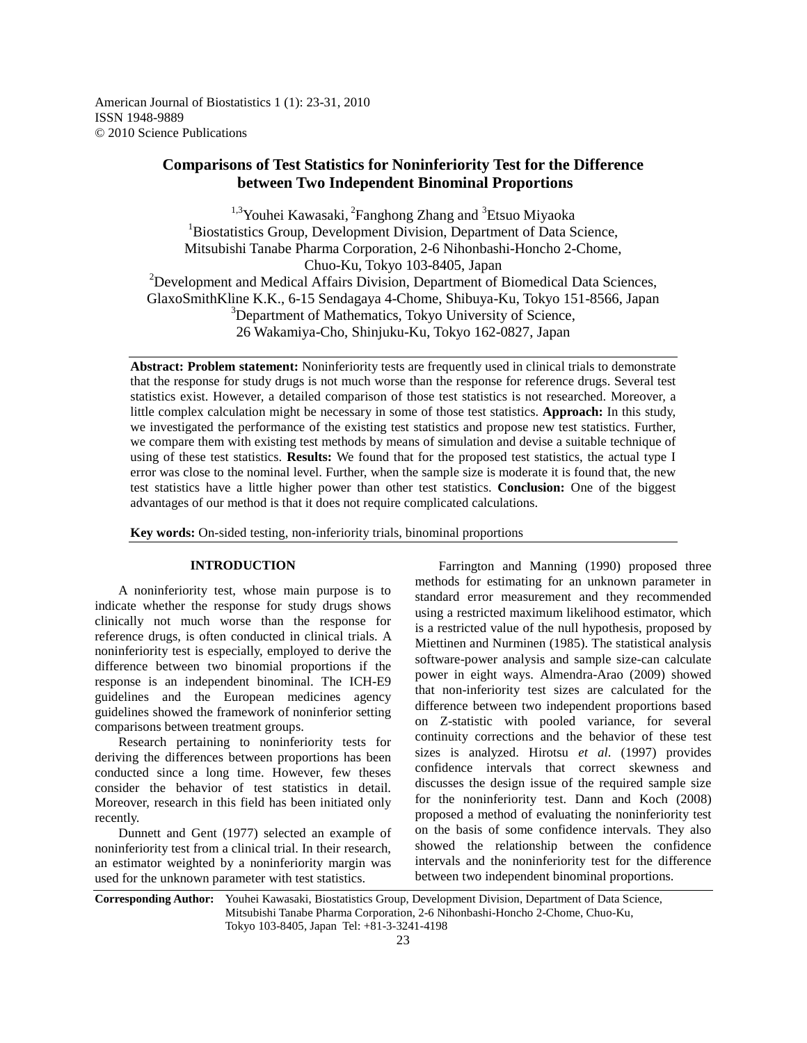# Comparisons of Test Statistics for Noninferiority Test for the Difference between Two Independent Binominal Proportions

[1,3]Youhei Kawasaki, [2]Fanghong Zhang and [3]Etsuo Miyaoka

[1]Biostatistics Group, Development Division, Department of Data Science, Mitsubishi Tanabe Pharma Corporation, 2-6 Nihonbashi-Honcho 2-Chome, Chuo-Ku, Tokyo 103-8405, Japan

[2]Development and Medical Affairs Division, Department of Biomedical Data Sciences, GlaxoSmithKline K.K., 6-15 Sendagaya 4-Chome, Shibuya-Ku, Tokyo 151-8566, Japan

[3]Department of Mathematics, Tokyo University of Science, 26 Wakamiya-Cho, Shinjuku-Ku, Tokyo 162-0827, Japan

**Abstract: Problem statement:** Noninferiority tests are frequently used in clinical trials to demonstrate that the response for study drugs is not much worse than the response for reference drugs. Several test statistics exist. However, a detailed comparison of those test statistics is not researched. Moreover, a little complex calculation might be necessary in some of those test statistics. **Approach:** In this study, we investigated the performance of the existing test statistics and propose new test statistics. Further, we compare them with existing test methods by means of simulation and devise a suitable technique of using of these test statistics. **Results:** We found that for the proposed test statistics, the actual type I error was close to the nominal level. Further, when the sample size is moderate it is found that, the new test statistics have a little higher power than other test statistics. **Conclusion:** One of the biggest advantages of our method is that it does not require complicated calculations.

**Key words:** On-sided testing, non-inferiority trials, binominal proportions

## INTRODUCTION

A noninferiority test, whose main purpose is to indicate whether the response for study drugs shows clinically not much worse than the response for reference drugs, is often conducted in clinical trials. A noninferiority test is especially, employed to derive the difference between two binomial proportions if the response is an independent binominal. The ICH-E9 guidelines and the European medicines agency guidelines showed the framework of noninferior setting comparisons between treatment groups.

Research pertaining to noninferiority tests for deriving the differences between proportions has been conducted since a long time. However, few theses consider the behavior of test statistics in detail. Moreover, research in this field has been initiated only recently.

Dunnett and Gent (1977) selected an example of noninferiority test from a clinical trial. In their research, an estimator weighted by a noninferiority margin was used for the unknown parameter with test statistics.

Farrington and Manning (1990) proposed three methods for estimating for an unknown parameter in standard error measurement and they recommended using a restricted maximum likelihood estimator, which is a restricted value of the null hypothesis, proposed by Miettinen and Nurminen (1985). The statistical analysis software-power analysis and sample size-can calculate power in eight ways. Almendra-Arao (2009) showed that non-inferiority test sizes are calculated for the difference between two independent proportions based on Z-statistic with pooled variance, for several continuity corrections and the behavior of these test sizes is analyzed. Hirotsu *et al*. (1997) provides confidence intervals that correct skewness and discusses the design issue of the required sample size for the noninferiority test. Dann and Koch (2008) proposed a method of evaluating the noninferiority test on the basis of some confidence intervals. They also showed the relationship between the confidence intervals and the noninferiority test for the difference between two independent binominal proportions.

**Corresponding Author:** Youhei Kawasaki, Biostatistics Group, Development Division, Department of Data Science, Mitsubishi Tanabe Pharma Corporation, 2-6 Nihonbashi-Honcho 2-Chome, Chuo-Ku, Tokyo 103-8405, Japan Tel: +81-3-3241-4198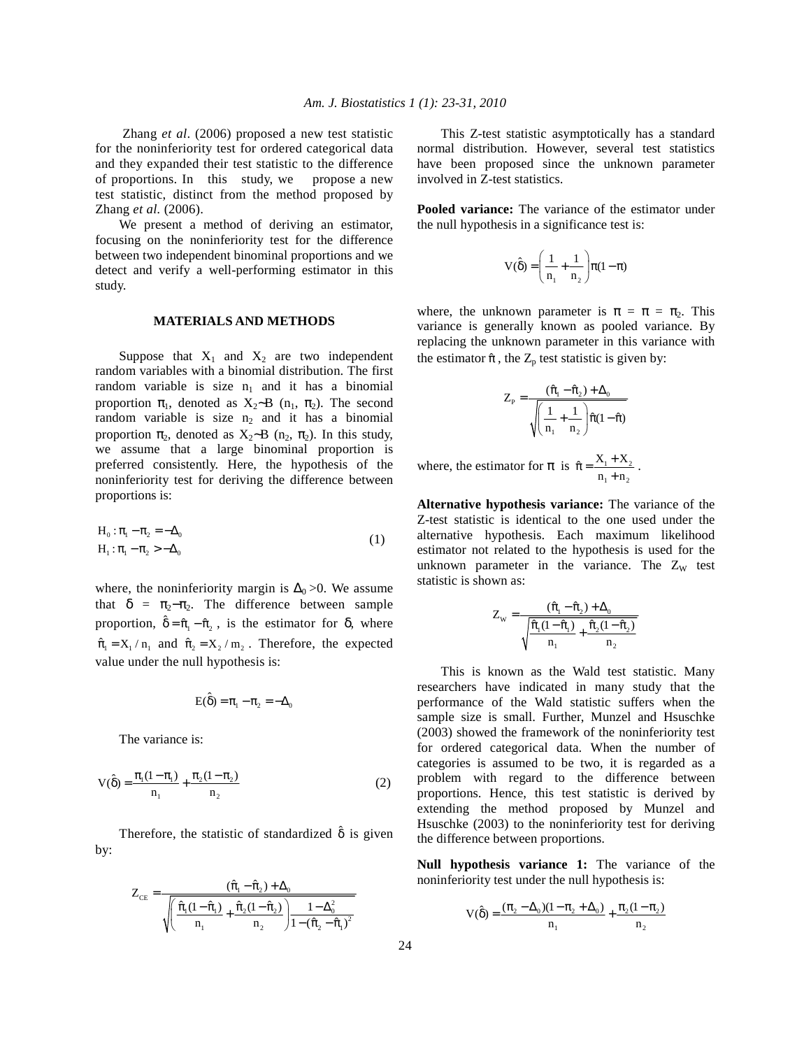Zhang *et al*. (2006) proposed a new test statistic for the noninferiority test for ordered categorical data and they expanded their test statistic to the difference of proportions. In this study, we propose a new test statistic, distinct from the method proposed by Zhang *et al.* (2006).

We present a method of deriving an estimator, focusing on the noninferiority test for the difference between two independent binominal proportions and we detect and verify a well-performing estimator in this study.

## MATERIALS AND METHODS

Suppose that $X_1$ and $X_2$ are two independent random variables with a binomial distribution. The first random variable is size $n_1$ and it has a binomial proportion $\pi_1$, denoted as $X_2 \sim B$ $(n_1, \pi_2)$. The second random variable is size $n_2$ and it has a binomial proportion $\pi_2$, denoted as $X_2 \sim B$ $(n_2, \pi_2)$. In this study, we assume that a large binominal proportion is preferred consistently. Here, the hypothesis of the noninferiority test for deriving the difference between proportions is:

$$
\begin{aligned}
H_0 &: \pi_1 - \pi_2 = -\Delta_0 \\
H_1 &: \pi_1 - \pi_2 > -\Delta_0
\end{aligned}
\tag{1}
$$

where, the noninferiority margin is $\Delta_0 > 0$. We assume that $\delta = \pi_2 - \pi_2$. The difference between sample proportion, $\hat{\delta} = \hat{\pi}_1 - \hat{\pi}_2$, is the estimator for $\delta$, where $\hat{\pi}_1 = X_1 / n_1$ and $\hat{\pi}_2 = X_2 / m_2$. Therefore, the expected value under the null hypothesis is:

$$
E(\hat{\delta}) = \pi_1 - \pi_2 = -\Delta_0
$$

The variance is:

$$
V(\hat{\delta}) = \frac{\pi_1(1-\pi_1)}{n_1} + \frac{\pi_2(1-\pi_2)}{n_2}
\tag{2}
$$

Therefore, the statistic of standardized $\hat{\delta}$ is given by:

$$
Z_{CE} = \frac{(\hat{\pi}_1 - \hat{\pi}_2) + \Delta_0}{\sqrt{\left(\frac{\hat{\pi}_1(1-\hat{\pi}_1)}{n_1} + \frac{\hat{\pi}_2(1-\hat{\pi}_2)}{n_2}\right)\frac{1-\Delta_0^2}{1-(\hat{\pi}_2 - \hat{\pi}_1)^2}}}
$$

This Z-test statistic asymptotically has a standard normal distribution. However, several test statistics have been proposed since the unknown parameter involved in Z-test statistics.

**Pooled variance:** The variance of the estimator under the null hypothesis in a significance test is:

$$
V(\hat{\delta}) = \left(\frac{1}{n_1} + \frac{1}{n_2}\right)\pi(1-\pi)
$$

where, the unknown parameter is $\pi = \pi = \pi_2$. This variance is generally known as pooled variance. By replacing the unknown parameter in this variance with the estimator $\hat{\pi}$, the $Z_p$ test statistic is given by:

$$
Z_P = \frac{(\hat{\pi}_1 - \hat{\pi}_2) + \Delta_0}{\sqrt{\left(\frac{1}{n_1} + \frac{1}{n_2}\right)\hat{\pi}(1-\hat{\pi})}}
$$

where, the estimator for $\pi$ is $\hat{\pi} = \frac{X_1 + X_2}{n_1 + n_2}$.

**Alternative hypothesis variance:** The variance of the Z-test statistic is identical to the one used under the alternative hypothesis. Each maximum likelihood estimator not related to the hypothesis is used for the unknown parameter in the variance. The $Z_W$ test statistic is shown as:

$$
Z_W = \frac{(\hat{\pi}_1 - \hat{\pi}_2) + \Delta_0}{\sqrt{\frac{\hat{\pi}_1(1-\hat{\pi}_1)}{n_1} + \frac{\hat{\pi}_2(1-\hat{\pi}_2)}{n_2}}}
$$

This is known as the Wald test statistic. Many researchers have indicated in many study that the performance of the Wald statistic suffers when the sample size is small. Further, Munzel and Hsuschke (2003) showed the framework of the noninferiority test for ordered categorical data. When the number of categories is assumed to be two, it is regarded as a problem with regard to the difference between proportions. Hence, this test statistic is derived by extending the method proposed by Munzel and Hsuschke (2003) to the noninferiority test for deriving the difference between proportions.

**Null hypothesis variance 1:** The variance of the noninferiority test under the null hypothesis is:

$$
V(\hat{\delta}) = \frac{(\pi_2 - \Delta_0)(1 - \pi_2 + \Delta_0)}{n_1} + \frac{\pi_2(1-\pi_2)}{n_2}
$$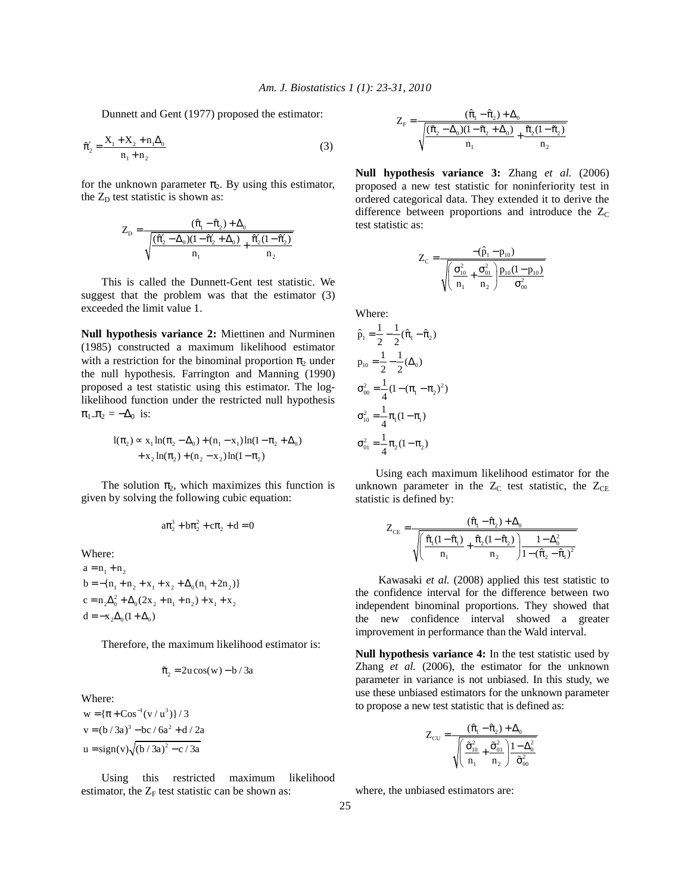Dunnett and Gent (1977) proposed the estimator:

$$\tilde{\pi}_2' = \frac{X_1 + X_2 + n_1\Delta_0}{n_1 + n_2} \tag{3}$$

for the unknown parameter $\pi_2$. By using this estimator, the $Z_D$ test statistic is shown as:

$$Z_D = \frac{(\hat{\pi}_1 - \hat{\pi}_2) + \Delta_0}{\sqrt{\frac{(\tilde{\pi}_2' - \Delta_0)(1 - \tilde{\pi}_2' + \Delta_0)}{n_1} + \frac{\tilde{\pi}_2'(1 - \tilde{\pi}_2')}{n_2}}}$$

This is called the Dunnett-Gent test statistic. We suggest that the problem was that the estimator (3) exceeded the limit value 1.

**Null hypothesis variance 2:** Miettinen and Nurminen (1985) constructed a maximum likelihood estimator with a restriction for the binominal proportion $\pi_2$ under the null hypothesis. Farrington and Manning (1990) proposed a test statistic using this estimator. The log-likelihood function under the restricted null hypothesis $\pi_1 - \pi_2 = -\Delta_0$ is:

$$\begin{aligned} l(\pi_2) \propto\ & x_1 \ln(\pi_2 - \Delta_0) + (n_1 - x_1)\ln(1 - \pi_2 + \Delta_0) \\ & + x_2 \ln(\pi_2) + (n_2 - x_2)\ln(1 - \pi_2) \end{aligned}$$

The solution $\pi_2$, which maximizes this function is given by solving the following cubic equation:

$$a\pi_2^3 + b\pi_2^2 + c\pi_2 + d = 0$$

Where:

$$\begin{aligned} a &= n_1 + n_2 \\ b &= -\{n_1 + n_2 + x_1 + x_2 + \Delta_0(n_1 + 2n_2)\} \\ c &= n_2\Delta_0^2 + \Delta_0(2x_2 + n_1 + n_2) + x_1 + x_2 \\ d &= -x_2\Delta_0(1 + \Delta_0) \end{aligned}$$

Therefore, the maximum likelihood estimator is:

$$\tilde{\pi}_2 = 2u\cos(w) - b/3a$$

Where:

$$\begin{aligned} w &= \{\pi + \mathrm{Cos}^{-1}(v/u^3)\}/3 \\ v &= (b/3a)^3 - bc/6a^2 + d/2a \\ u &= \mathrm{sign}(v)\sqrt{(b/3a)^2 - c/3a} \end{aligned}$$

Using this restricted maximum likelihood estimator, the $Z_F$ test statistic can be shown as:

$$Z_F = \frac{(\hat{\pi}_1 - \hat{\pi}_2) + \Delta_0}{\sqrt{\frac{(\tilde{\pi}_2 - \Delta_0)(1 - \tilde{\pi}_2 + \Delta_0)}{n_1} + \frac{\tilde{\pi}_2(1 - \tilde{\pi}_2)}{n_2}}}$$

**Null hypothesis variance 3:** Zhang *et al.* (2006) proposed a new test statistic for noninferiority test in ordered categorical data. They extended it to derive the difference between proportions and introduce the $Z_C$ test statistic as:

$$Z_C = \frac{-(\hat{p}_1 - p_{10})}{\sqrt{\left(\frac{\sigma_{10}^2}{n_1} + \frac{\sigma_{01}^2}{n_2}\right)\frac{p_{10}(1 - p_{10})}{\sigma_{00}^2}}}$$

Where:

$$\begin{aligned} \hat{p}_1 &= \frac{1}{2} - \frac{1}{2}(\hat{\pi}_1 - \hat{\pi}_2) \\ p_{10} &= \frac{1}{2} - \frac{1}{2}(\Delta_0) \\ \sigma_{00}^2 &= \frac{1}{4}(1 - (\pi_1 - \pi_2)^2) \\ \sigma_{10}^2 &= \frac{1}{4}\pi_1(1 - \pi_1) \\ \sigma_{01}^2 &= \frac{1}{4}\pi_2(1 - \pi_2) \end{aligned}$$

Using each maximum likelihood estimator for the unknown parameter in the $Z_C$ test statistic, the $Z_{CE}$ statistic is defined by:

$$Z_{CE} = \frac{(\hat{\pi}_1 - \hat{\pi}_2) + \Delta_0}{\sqrt{\left(\frac{\hat{\pi}_1(1 - \hat{\pi}_1)}{n_1} + \frac{\hat{\pi}_2(1 - \hat{\pi}_2)}{n_2}\right)\frac{1 - \Delta_0^2}{1 - (\hat{\pi}_2 - \hat{\pi}_1)^2}}}$$

Kawasaki *et al.* (2008) applied this test statistic to the confidence interval for the difference between two independent binominal proportions. They showed that the new confidence interval showed a greater improvement in performance than the Wald interval.

**Null hypothesis variance 4:** In the test statistic used by Zhang *et al.* (2006), the estimator for the unknown parameter in variance is not unbiased. In this study, we use these unbiased estimators for the unknown parameter to propose a new test statistic that is defined as:

$$Z_{CU} = \frac{(\hat{\pi}_1 - \hat{\pi}_2) + \Delta_0}{\sqrt{\left(\frac{\tilde{\sigma}_{10}^2}{n_1} + \frac{\tilde{\sigma}_{01}^2}{n_2}\right)\frac{1 - \Delta_0^2}{\tilde{\sigma}_{00}^2}}}$$

where, the unbiased estimators are: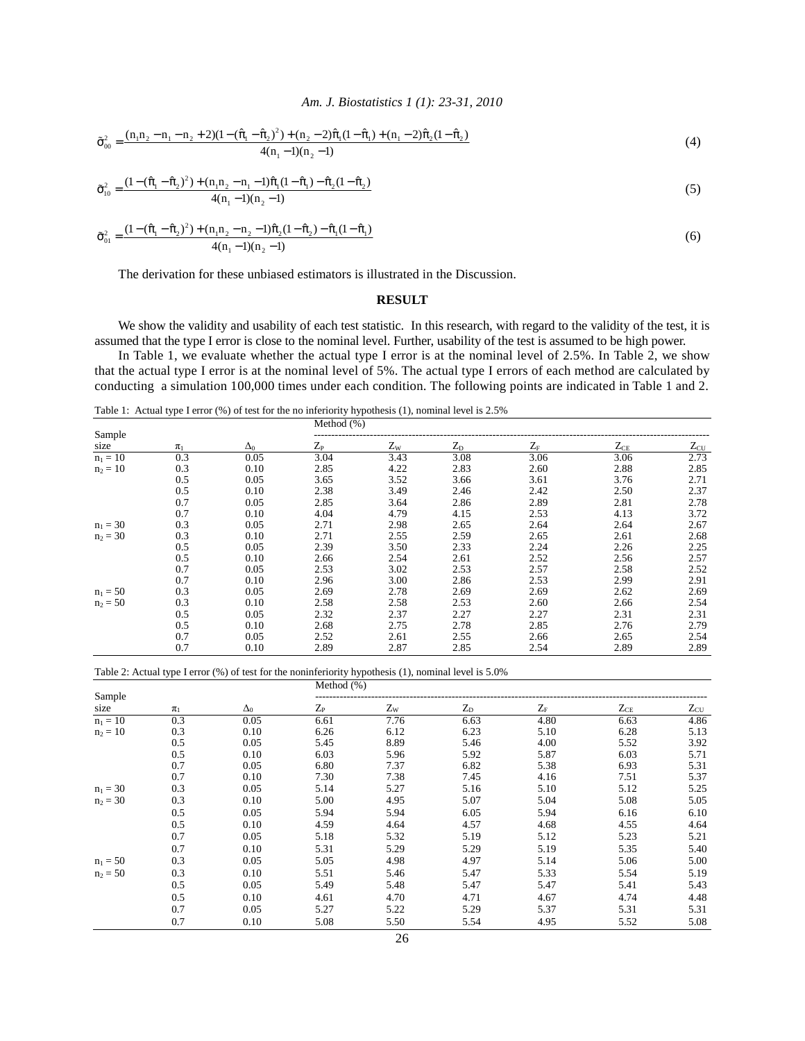$$\tilde{\sigma}_{00}^2 = \frac{(n_1n_2 - n_1 - n_2 + 2)(1-(\hat{\pi}_1 - \hat{\pi}_2)^2) + (n_2 - 2)\hat{\pi}_1(1-\hat{\pi}_1) + (n_1 - 2)\hat{\pi}_2(1-\hat{\pi}_2)}{4(n_1 - 1)(n_2 - 1)} \tag{4}$$

$$\tilde{\sigma}_{10}^2 = \frac{(1-(\hat{\pi}_1 - \hat{\pi}_2)^2) + (n_1n_2 - n_1 - 1)\hat{\pi}_1(1-\hat{\pi}_1) - \hat{\pi}_2(1-\hat{\pi}_2)}{4(n_1 - 1)(n_2 - 1)} \tag{5}$$

$$\tilde{\sigma}_{01}^2 = \frac{(1-(\hat{\pi}_1 - \hat{\pi}_2)^2) + (n_1n_2 - n_2 - 1)\hat{\pi}_2(1-\hat{\pi}_2) - \hat{\pi}_1(1-\hat{\pi}_1)}{4(n_1 - 1)(n_2 - 1)} \tag{6}$$

The derivation for these unbiased estimators is illustrated in the Discussion.

## RESULT

We show the validity and usability of each test statistic. In this research, with regard to the validity of the test, it is assumed that the type I error is close to the nominal level. Further, usability of the test is assumed to be high power.

In Table 1, we evaluate whether the actual type I error is at the nominal level of 2.5%. In Table 2, we show that the actual type I error is at the nominal level of 5%. The actual type I errors of each method are calculated by conducting a simulation 100,000 times under each condition. The following points are indicated in Table 1 and 2.

Table 1: Actual type I error (%) of test for the no inferiority hypothesis (1), nominal level is 2.5%

| Sample size | $\pi_1$ | $\Delta_0$ | Method (%) $Z_P$ | $Z_W$ | $Z_D$ | $Z_F$ | $Z_{CE}$ | $Z_{CU}$ |
|---|---|---|---|---|---|---|---|---|
| $n_1 = 10$ | 0.3 | 0.05 | 3.04 | 3.43 | 3.08 | 3.06 | 3.06 | 2.73 |
| $n_2 = 10$ | 0.3 | 0.10 | 2.85 | 4.22 | 2.83 | 2.60 | 2.88 | 2.85 |
| | 0.5 | 0.05 | 3.65 | 3.52 | 3.66 | 3.61 | 3.76 | 2.71 |
| | 0.5 | 0.10 | 2.38 | 3.49 | 2.46 | 2.42 | 2.50 | 2.37 |
| | 0.7 | 0.05 | 2.85 | 3.64 | 2.86 | 2.89 | 2.81 | 2.78 |
| | 0.7 | 0.10 | 4.04 | 4.79 | 4.15 | 2.53 | 4.13 | 3.72 |
| $n_1 = 30$ | 0.3 | 0.05 | 2.71 | 2.98 | 2.65 | 2.64 | 2.64 | 2.67 |
| $n_2 = 30$ | 0.3 | 0.10 | 2.71 | 2.55 | 2.59 | 2.65 | 2.61 | 2.68 |
| | 0.5 | 0.05 | 2.39 | 3.50 | 2.33 | 2.24 | 2.26 | 2.25 |
| | 0.5 | 0.10 | 2.66 | 2.54 | 2.61 | 2.52 | 2.56 | 2.57 |
| | 0.7 | 0.05 | 2.53 | 3.02 | 2.53 | 2.57 | 2.58 | 2.52 |
| | 0.7 | 0.10 | 2.96 | 3.00 | 2.86 | 2.53 | 2.99 | 2.91 |
| $n_1 = 50$ | 0.3 | 0.05 | 2.69 | 2.78 | 2.69 | 2.69 | 2.62 | 2.69 |
| $n_2 = 50$ | 0.3 | 0.10 | 2.58 | 2.58 | 2.53 | 2.60 | 2.66 | 2.54 |
| | 0.5 | 0.05 | 2.32 | 2.37 | 2.27 | 2.27 | 2.31 | 2.31 |
| | 0.5 | 0.10 | 2.68 | 2.75 | 2.78 | 2.85 | 2.76 | 2.79 |
| | 0.7 | 0.05 | 2.52 | 2.61 | 2.55 | 2.66 | 2.65 | 2.54 |
| | 0.7 | 0.10 | 2.89 | 2.87 | 2.85 | 2.54 | 2.89 | 2.89 |

Table 2: Actual type I error (%) of test for the noninferiority hypothesis (1), nominal level is 5.0%

| Sample size | $\pi_1$ | $\Delta_0$ | Method (%) $Z_P$ | $Z_W$ | $Z_D$ | $Z_F$ | $Z_{CE}$ | $Z_{CU}$ |
|---|---|---|---|---|---|---|---|---|
| $n_1 = 10$ | 0.3 | 0.05 | 6.61 | 7.76 | 6.63 | 4.80 | 6.63 | 4.86 |
| $n_2 = 10$ | 0.3 | 0.10 | 6.26 | 6.12 | 6.23 | 5.10 | 6.28 | 5.13 |
| | 0.5 | 0.05 | 5.45 | 8.89 | 5.46 | 4.00 | 5.52 | 3.92 |
| | 0.5 | 0.10 | 6.03 | 5.96 | 5.92 | 5.87 | 6.03 | 5.71 |
| | 0.7 | 0.05 | 6.80 | 7.37 | 6.82 | 5.38 | 6.93 | 5.31 |
| | 0.7 | 0.10 | 7.30 | 7.38 | 7.45 | 4.16 | 7.51 | 5.37 |
| $n_1 = 30$ | 0.3 | 0.05 | 5.14 | 5.27 | 5.16 | 5.10 | 5.12 | 5.25 |
| $n_2 = 30$ | 0.3 | 0.10 | 5.00 | 4.95 | 5.07 | 5.04 | 5.08 | 5.05 |
| | 0.5 | 0.05 | 5.94 | 5.94 | 6.05 | 5.94 | 6.16 | 6.10 |
| | 0.5 | 0.10 | 4.59 | 4.64 | 4.57 | 4.68 | 4.55 | 4.64 |
| | 0.7 | 0.05 | 5.18 | 5.32 | 5.19 | 5.12 | 5.23 | 5.21 |
| | 0.7 | 0.10 | 5.31 | 5.29 | 5.29 | 5.19 | 5.35 | 5.40 |
| $n_1 = 50$ | 0.3 | 0.05 | 5.05 | 4.98 | 4.97 | 5.14 | 5.06 | 5.00 |
| $n_2 = 50$ | 0.3 | 0.10 | 5.51 | 5.46 | 5.47 | 5.33 | 5.54 | 5.19 |
| | 0.5 | 0.05 | 5.49 | 5.48 | 5.47 | 5.47 | 5.41 | 5.43 |
| | 0.5 | 0.10 | 4.61 | 4.70 | 4.71 | 4.67 | 4.74 | 4.48 |
| | 0.7 | 0.05 | 5.27 | 5.22 | 5.29 | 5.37 | 5.31 | 5.31 |
| | 0.7 | 0.10 | 5.08 | 5.50 | 5.54 | 4.95 | 5.52 | 5.08 |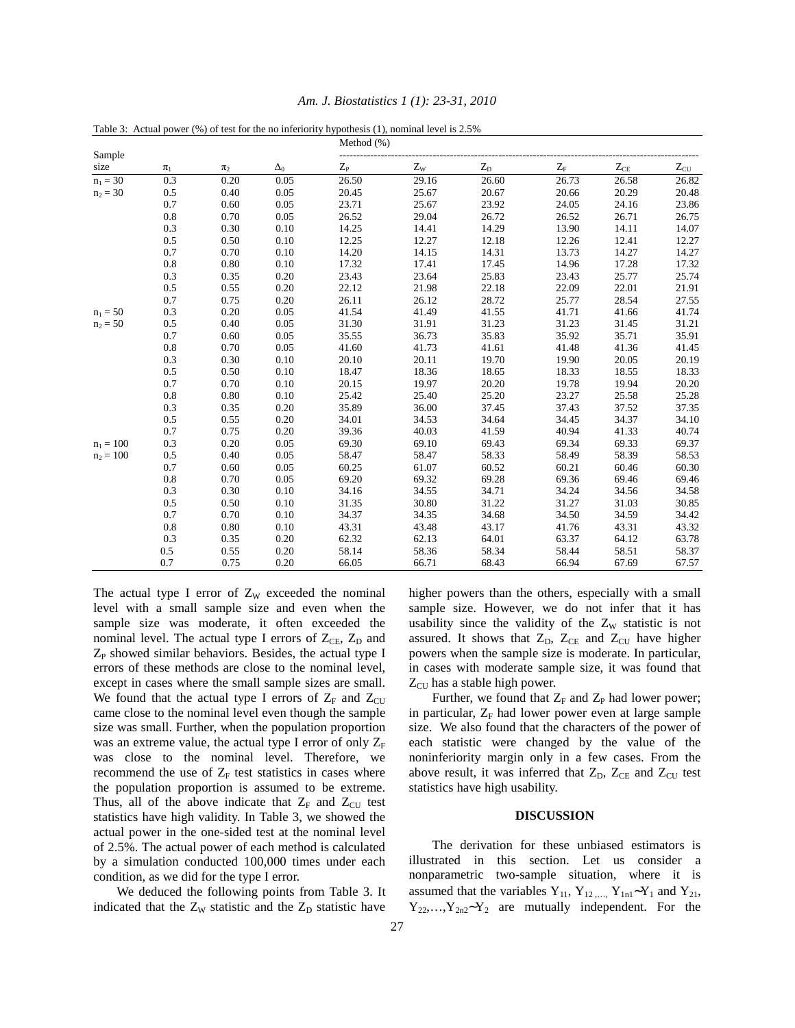Table 3: Actual power (%) of test for the no inferiority hypothesis (1), nominal level is 2.5%

| Sample size | $\pi_1$ | $\pi_2$ | $\Delta_0$ | Method (%) $Z_P$ | $Z_W$ | $Z_D$ | $Z_F$ | $Z_{CE}$ | $Z_{CU}$ |
|---|---|---|---|---|---|---|---|---|---|
| $n_1 = 30$ | 0.3 | 0.20 | 0.05 | 26.50 | 29.16 | 26.60 | 26.73 | 26.58 | 26.82 |
| $n_2 = 30$ | 0.5 | 0.40 | 0.05 | 20.45 | 25.67 | 20.67 | 20.66 | 20.29 | 20.48 |
| | 0.7 | 0.60 | 0.05 | 23.71 | 25.67 | 23.92 | 24.05 | 24.16 | 23.86 |
| | 0.8 | 0.70 | 0.05 | 26.52 | 29.04 | 26.72 | 26.52 | 26.71 | 26.75 |
| | 0.3 | 0.30 | 0.10 | 14.25 | 14.41 | 14.29 | 13.90 | 14.11 | 14.07 |
| | 0.5 | 0.50 | 0.10 | 12.25 | 12.27 | 12.18 | 12.26 | 12.41 | 12.27 |
| | 0.7 | 0.70 | 0.10 | 14.20 | 14.15 | 14.31 | 13.73 | 14.27 | 14.27 |
| | 0.8 | 0.80 | 0.10 | 17.32 | 17.41 | 17.45 | 14.96 | 17.28 | 17.32 |
| | 0.3 | 0.35 | 0.20 | 23.43 | 23.64 | 25.83 | 23.43 | 25.77 | 25.74 |
| | 0.5 | 0.55 | 0.20 | 22.12 | 21.98 | 22.18 | 22.09 | 22.01 | 21.91 |
| | 0.7 | 0.75 | 0.20 | 26.11 | 26.12 | 28.72 | 25.77 | 28.54 | 27.55 |
| $n_1 = 50$ | 0.3 | 0.20 | 0.05 | 41.54 | 41.49 | 41.55 | 41.71 | 41.66 | 41.74 |
| $n_2 = 50$ | 0.5 | 0.40 | 0.05 | 31.30 | 31.91 | 31.23 | 31.23 | 31.45 | 31.21 |
| | 0.7 | 0.60 | 0.05 | 35.55 | 36.73 | 35.83 | 35.92 | 35.71 | 35.91 |
| | 0.8 | 0.70 | 0.05 | 41.60 | 41.73 | 41.61 | 41.48 | 41.36 | 41.45 |
| | 0.3 | 0.30 | 0.10 | 20.10 | 20.11 | 19.70 | 19.90 | 20.05 | 20.19 |
| | 0.5 | 0.50 | 0.10 | 18.47 | 18.36 | 18.65 | 18.33 | 18.55 | 18.33 |
| | 0.7 | 0.70 | 0.10 | 20.15 | 19.97 | 20.20 | 19.78 | 19.94 | 20.20 |
| | 0.8 | 0.80 | 0.10 | 25.42 | 25.40 | 25.20 | 23.27 | 25.58 | 25.28 |
| | 0.3 | 0.35 | 0.20 | 35.89 | 36.00 | 37.45 | 37.43 | 37.52 | 37.35 |
| | 0.5 | 0.55 | 0.20 | 34.01 | 34.53 | 34.64 | 34.45 | 34.37 | 34.10 |
| | 0.7 | 0.75 | 0.20 | 39.36 | 40.03 | 41.59 | 40.94 | 41.33 | 40.74 |
| $n_1 = 100$ | 0.3 | 0.20 | 0.05 | 69.30 | 69.10 | 69.43 | 69.34 | 69.33 | 69.37 |
| $n_2 = 100$ | 0.5 | 0.40 | 0.05 | 58.47 | 58.47 | 58.33 | 58.49 | 58.39 | 58.53 |
| | 0.7 | 0.60 | 0.05 | 60.25 | 61.07 | 60.52 | 60.21 | 60.46 | 60.30 |
| | 0.8 | 0.70 | 0.05 | 69.20 | 69.32 | 69.28 | 69.36 | 69.46 | 69.46 |
| | 0.3 | 0.30 | 0.10 | 34.16 | 34.55 | 34.71 | 34.24 | 34.56 | 34.58 |
| | 0.5 | 0.50 | 0.10 | 31.35 | 30.80 | 31.22 | 31.27 | 31.03 | 30.85 |
| | 0.7 | 0.70 | 0.10 | 34.37 | 34.35 | 34.68 | 34.50 | 34.59 | 34.42 |
| | 0.8 | 0.80 | 0.10 | 43.31 | 43.48 | 43.17 | 41.76 | 43.31 | 43.32 |
| | 0.3 | 0.35 | 0.20 | 62.32 | 62.13 | 64.01 | 63.37 | 64.12 | 63.78 |
| | 0.5 | 0.55 | 0.20 | 58.14 | 58.36 | 58.34 | 58.44 | 58.51 | 58.37 |
| | 0.7 | 0.75 | 0.20 | 66.05 | 66.71 | 68.43 | 66.94 | 67.69 | 67.57 |

The actual type I error of $Z_W$ exceeded the nominal level with a small sample size and even when the sample size was moderate, it often exceeded the nominal level. The actual type I errors of $Z_{CE}$, $Z_D$ and $Z_P$ showed similar behaviors. Besides, the actual type I errors of these methods are close to the nominal level, except in cases where the small sample sizes are small. We found that the actual type I errors of $Z_F$ and $Z_{CU}$ came close to the nominal level even though the sample size was small. Further, when the population proportion was an extreme value, the actual type I error of only $Z_F$ was close to the nominal level. Therefore, we recommend the use of $Z_F$ test statistics in cases where the population proportion is assumed to be extreme. Thus, all of the above indicate that $Z_F$ and $Z_{CU}$ test statistics have high validity. In Table 3, we showed the actual power in the one-sided test at the nominal level of 2.5%. The actual power of each method is calculated by a simulation conducted 100,000 times under each condition, as we did for the type I error.

We deduced the following points from Table 3. It indicated that the $Z_W$ statistic and the $Z_D$ statistic have higher powers than the others, especially with a small sample size. However, we do not infer that it has usability since the validity of the $Z_W$ statistic is not assured. It shows that $Z_D$, $Z_{CE}$ and $Z_{CU}$ have higher powers when the sample size is moderate. In particular, in cases with moderate sample size, it was found that $Z_{CU}$ has a stable high power.

Further, we found that $Z_F$ and $Z_P$ had lower power; in particular, $Z_F$ had lower power even at large sample size. We also found that the characters of the power of each statistic were changed by the value of the noninferiority margin only in a few cases. From the above result, it was inferred that $Z_D$, $Z_{CE}$ and $Z_{CU}$ test statistics have high usability.

## DISCUSSION

The derivation for these unbiased estimators is illustrated in this section. Let us consider a nonparametric two-sample situation, where it is assumed that the variables $Y_{11}, Y_{12,\dots,} Y_{1n1} \sim Y_1$ and $Y_{21}, Y_{22},\dots,Y_{2n2} \sim Y_2$ are mutually independent. For the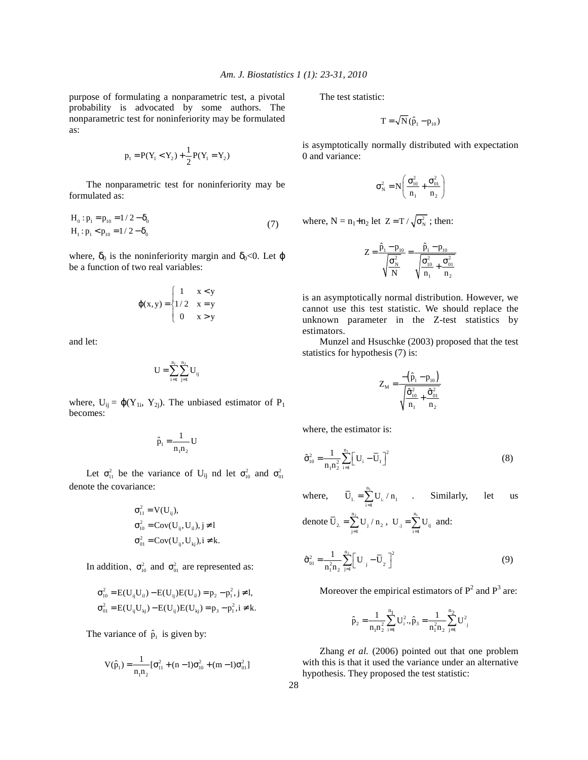purpose of formulating a nonparametric test, a pivotal probability is advocated by some authors. The nonparametric test for noninferiority may be formulated as:

$$p_1 = P(Y_1 < Y_2) + \frac{1}{2}P(Y_1 = Y_2)$$

The nonparametric test for noninferiority may be formulated as:

$$\begin{aligned} &H_0 : p_1 = p_{10} = 1/2 - \delta_0 \\ &H_1 : p_1 < p_{10} = 1/2 - \delta_0 \end{aligned} \tag{7}$$

where, $\delta_0$ is the noninferiority margin and $\delta_0<0$. Let $\varphi$ be a function of two real variables:

$$\varphi(x,y) = \begin{cases} 1 & x < y \\ 1/2 & x = y \\ 0 & x > y \end{cases}$$

and let:

$$U = \sum_{i=1}^{n_1}\sum_{j=1}^{n_2} U_{ij}$$

where, $U_{ij} = \varphi(Y_{1i}, Y_{2j})$. The unbiased estimator of $P_1$ becomes:

$$\hat{p}_1 = \frac{1}{n_1 n_2} U$$

Let $\sigma_{11}^2$ be the variance of $U_{ij}$ nd let $\sigma_{10}^2$ and $\sigma_{01}^2$ denote the covariance:

$$\begin{aligned} &\sigma_{11}^2 = V(U_{ij}), \\ &\sigma_{10}^2 = Cov(U_{ij}, U_{il}), j \neq l \\ &\sigma_{01}^2 = Cov(U_{ij}, U_{kj}), i \neq k. \end{aligned}$$

In addition、$\sigma_{10}^2$ and $\sigma_{01}^2$ are represented as:

$$\begin{aligned} &\sigma_{10}^2 = E(U_{ij}U_{il}) - E(U_{ij})E(U_{il}) = p_2 - p_1^2, j \neq l, \\ &\sigma_{01}^2 = E(U_{ij}U_{kj}) - E(U_{ij})E(U_{kj}) = p_3 - p_1^2, i \neq k. \end{aligned}$$

The variance of $\hat{p}_1$ is given by:

$$V(\hat{p}_1) = \frac{1}{n_1 n_2}[\sigma_{11}^2 + (n-1)\sigma_{10}^2 + (m-1)\sigma_{01}^2]$$

The test statistic:

$$T = \sqrt{N}(\hat{p}_1 - p_{10})$$

is asymptotically normally distributed with expectation 0 and variance:

$$\sigma_N^2 = N\left(\frac{\sigma_{10}^2}{n_1} + \frac{\sigma_{01}^2}{n_2}\right)$$

where, $N = n_1+n_2$ let $Z = T/\sqrt{\sigma_N^2}$ ; then:

$$Z = \frac{\hat{p}_1 - p_{10}}{\sqrt{\frac{\sigma_N^2}{N}}} = \frac{\hat{p}_1 - p_{10}}{\sqrt{\frac{\sigma_{10}^2}{n_1} + \frac{\sigma_{01}^2}{n_2}}}$$

is an asymptotically normal distribution. However, we cannot use this test statistic. We should replace the unknown parameter in the Z-test statistics by estimators.

Munzel and Hsuschke (2003) proposed that the test statistics for hypothesis (7) is:

$$Z_M = \frac{-\left(\hat{p}_1 - p_{10}\right)}{\sqrt{\frac{\hat{\sigma}_{10}^2}{n_1} + \frac{\hat{\sigma}_{01}^2}{n_2}}}$$

where, the estimator is:

$$\hat{\sigma}_{10}^2 = \frac{1}{n_1 n_2^2}\sum_{i=1}^{n_1}\left[U_i - \bar{U}_1\right]^2 \tag{8}$$

where, $\bar{U}_{1.} = \sum_{i=1}^{n_1} U_{i.}/n_1$ . Similarly, let us denote $\bar{U}_{2.} = \sum_{j=1}^{n_2} U_j/n_2$ , $U_{.j} = \sum_{i=1}^{n_1} U_{ij}$ and:

$$\hat{\sigma}_{01}^2 = \frac{1}{n_1^2 n_2}\sum_{j=1}^{n_2}\left[U_{\cdot j} - \bar{U}_2\right]^2 \tag{9}$$

Moreover the empirical estimators of $P^2$ and $P^3$ are:

$$\hat{p}_2 = \frac{1}{n_1 n_2^2}\sum_{i=1}^{n_1} U_i^2., \hat{p}_3 = \frac{1}{n_1^2 n_2}\sum_{j=1}^{n_2} U_j^2$$

Zhang *et al.* (2006) pointed out that one problem with this is that it used the variance under an alternative hypothesis. They proposed the test statistic: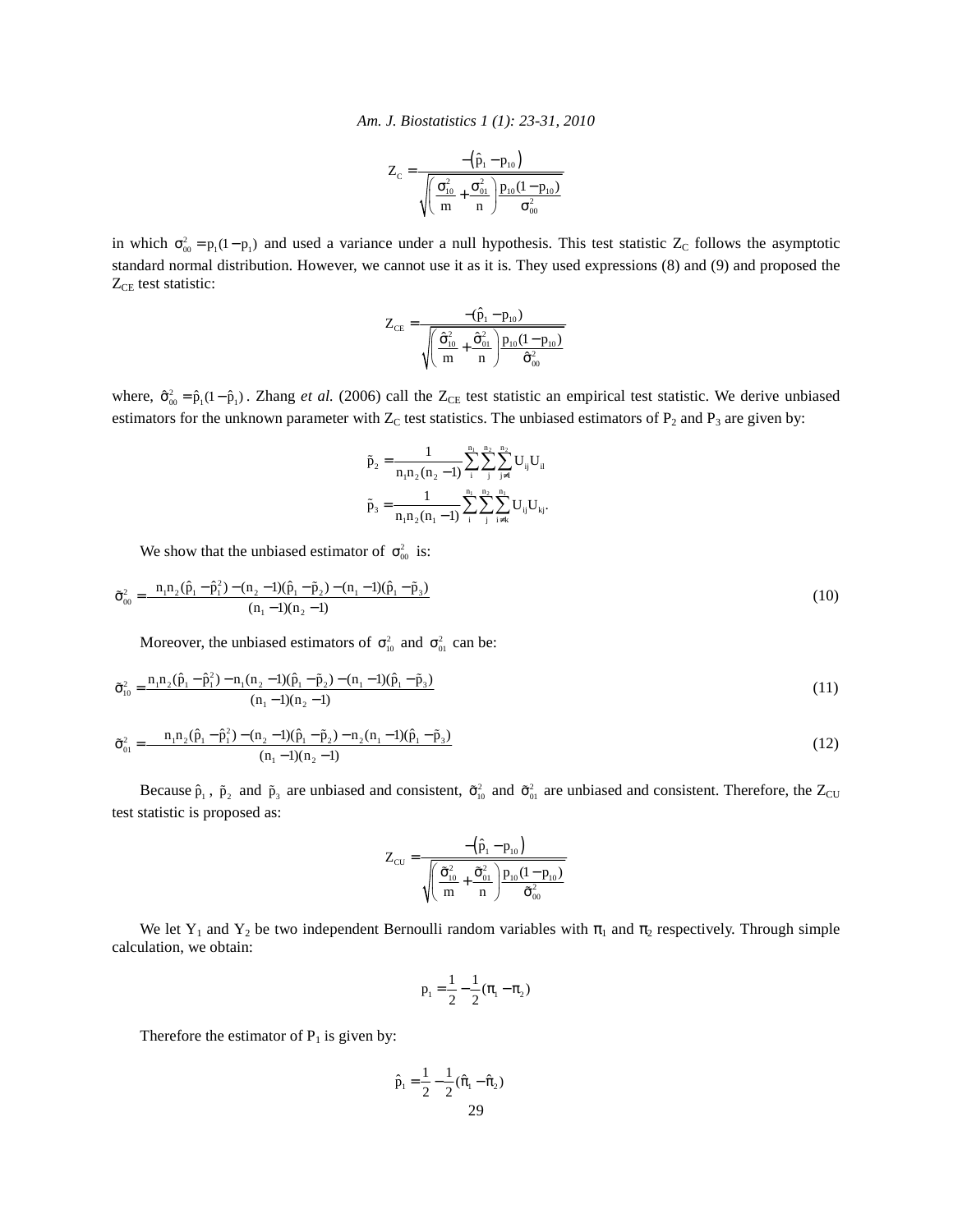$$Z_C = \frac{-\left(\hat{p}_1 - p_{10}\right)}{\sqrt{\left(\frac{\sigma_{10}^2}{m} + \frac{\sigma_{01}^2}{n}\right)\frac{p_{10}(1-p_{10})}{\sigma_{00}^2}}}$$

in which $\sigma_{00}^2 = p_1(1-p_1)$ and used a variance under a null hypothesis. This test statistic $Z_C$ follows the asymptotic standard normal distribution. However, we cannot use it as it is. They used expressions (8) and (9) and proposed the $Z_{CE}$ test statistic:

$$Z_{CE} = \frac{-(\hat{p}_1 - p_{10})}{\sqrt{\left(\frac{\hat{\sigma}_{10}^2}{m} + \frac{\hat{\sigma}_{01}^2}{n}\right)\frac{p_{10}(1-p_{10})}{\hat{\sigma}_{00}^2}}}$$

where, $\hat{\sigma}_{00}^2 = \hat{p}_1(1-\hat{p}_1)$. Zhang *et al.* (2006) call the $Z_{CE}$ test statistic an empirical test statistic. We derive unbiased estimators for the unknown parameter with $Z_C$ test statistics. The unbiased estimators of $P_2$ and $P_3$ are given by:

$$\tilde{p}_2 = \frac{1}{n_1 n_2 (n_2 - 1)} \sum_{i}^{n_1} \sum_{j}^{n_2} \sum_{j \neq l}^{n_2} U_{ij} U_{il}$$

$$\tilde{p}_3 = \frac{1}{n_1 n_2 (n_1 - 1)} \sum_{i}^{n_1} \sum_{j}^{n_2} \sum_{i \neq k}^{n_1} U_{ij} U_{kj}.$$

We show that the unbiased estimator of $\sigma_{00}^2$ is:

$$\tilde{\sigma}_{00}^2 = \frac{n_1 n_2 (\hat{p}_1 - \hat{p}_1^2) - (n_2 - 1)(\hat{p}_1 - \tilde{p}_2) - (n_1 - 1)(\hat{p}_1 - \tilde{p}_3)}{(n_1 - 1)(n_2 - 1)} \tag{10}$$

Moreover, the unbiased estimators of $\sigma_{10}^2$ and $\sigma_{01}^2$ can be:

$$\tilde{\sigma}_{10}^2 = \frac{n_1 n_2 (\hat{p}_1 - \hat{p}_1^2) - n_1 (n_2 - 1)(\hat{p}_1 - \tilde{p}_2) - (n_1 - 1)(\hat{p}_1 - \tilde{p}_3)}{(n_1 - 1)(n_2 - 1)} \tag{11}$$

$$\tilde{\sigma}_{01}^2 = \frac{n_1 n_2 (\hat{p}_1 - \hat{p}_1^2) - (n_2 - 1)(\hat{p}_1 - \tilde{p}_2) - n_2 (n_1 - 1)(\hat{p}_1 - \tilde{p}_3)}{(n_1 - 1)(n_2 - 1)} \tag{12}$$

Because $\hat{p}_1$, $\tilde{p}_2$ and $\tilde{p}_3$ are unbiased and consistent, $\tilde{\sigma}_{10}^2$ and $\tilde{\sigma}_{01}^2$ are unbiased and consistent. Therefore, the $Z_{CU}$ test statistic is proposed as:

$$Z_{CU} = \frac{-\left(\hat{p}_1 - p_{10}\right)}{\sqrt{\left(\frac{\tilde{\sigma}_{10}^2}{m} + \frac{\tilde{\sigma}_{01}^2}{n}\right)\frac{p_{10}(1-p_{10})}{\tilde{\sigma}_{00}^2}}}$$

We let $Y_1$ and $Y_2$ be two independent Bernoulli random variables with $\pi_1$ and $\pi_2$ respectively. Through simple calculation, we obtain:

$$p_1 = \frac{1}{2} - \frac{1}{2}(\pi_1 - \pi_2)$$

Therefore the estimator of $P_1$ is given by:

$$\hat{p}_1 = \frac{1}{2} - \frac{1}{2}(\hat{\pi}_1 - \hat{\pi}_2)$$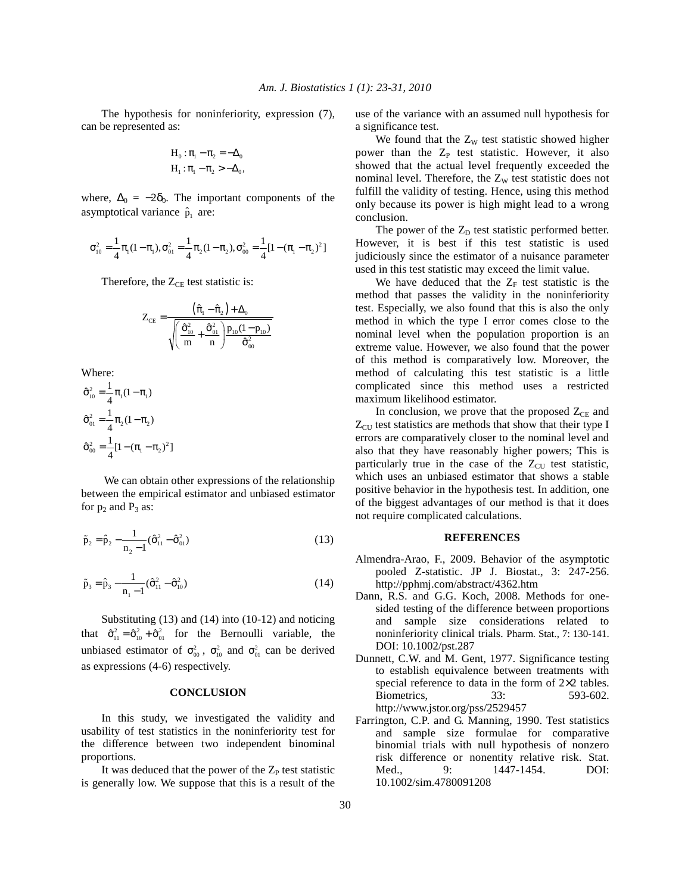The hypothesis for noninferiority, expression (7), can be represented as:

$$H_0: \pi_1 - \pi_2 = -\Delta_0$$
$$H_1: \pi_1 - \pi_2 > -\Delta_0,$$

where, $\Delta_0 = -2\delta_0$. The important components of the asymptotical variance $\hat{p}_1$ are:

$$\sigma_{10}^2 = \frac{1}{4}\pi_1(1-\pi_1), \sigma_{01}^2 = \frac{1}{4}\pi_2(1-\pi_2), \sigma_{00}^2 = \frac{1}{4}[1-(\pi_1-\pi_2)^2]$$

Therefore, the $Z_{CE}$ test statistic is:

$$Z_{CE} = \frac{\left(\hat{\pi}_1 - \hat{\pi}_2\right) + \Delta_0}{\sqrt{\left(\frac{\hat{\sigma}_{10}^2}{m} + \frac{\hat{\sigma}_{01}^2}{n}\right)\frac{p_{10}(1-p_{10})}{\hat{\sigma}_{00}^2}}}$$

Where:

$$\hat{\sigma}_{10}^2 = \frac{1}{4}\pi_1(1-\pi_1)$$
$$\hat{\sigma}_{01}^2 = \frac{1}{4}\pi_2(1-\pi_2)$$
$$\hat{\sigma}_{00}^2 = \frac{1}{4}[1-(\pi_1-\pi_2)^2]$$

We can obtain other expressions of the relationship between the empirical estimator and unbiased estimator for $p_2$ and $P_3$ as:

$$\tilde{p}_2 = \hat{p}_2 - \frac{1}{n_2 - 1}(\hat{\sigma}_{11}^2 - \hat{\sigma}_{01}^2) \quad (13)$$

$$\tilde{p}_3 = \hat{p}_3 - \frac{1}{n_1 - 1}(\hat{\sigma}_{11}^2 - \hat{\sigma}_{10}^2) \quad (14)$$

Substituting (13) and (14) into (10-12) and noticing that $\hat{\sigma}_{11}^2 = \hat{\sigma}_{10}^2 + \hat{\sigma}_{01}^2$ for the Bernoulli variable, the unbiased estimator of $\sigma_{00}^2$, $\sigma_{10}^2$ and $\sigma_{01}^2$ can be derived as expressions (4-6) respectively.

## CONCLUSION

In this study, we investigated the validity and usability of test statistics in the noninferiority test for the difference between two independent binominal proportions.

It was deduced that the power of the $Z_P$ test statistic is generally low. We suppose that this is a result of the use of the variance with an assumed null hypothesis for a significance test.

We found that the $Z_W$ test statistic showed higher power than the $Z_P$ test statistic. However, it also showed that the actual level frequently exceeded the nominal level. Therefore, the $Z_W$ test statistic does not fulfill the validity of testing. Hence, using this method only because its power is high might lead to a wrong conclusion.

The power of the $Z_D$ test statistic performed better. However, it is best if this test statistic is used judiciously since the estimator of a nuisance parameter used in this test statistic may exceed the limit value.

We have deduced that the $Z_F$ test statistic is the method that passes the validity in the noninferiority test. Especially, we also found that this is also the only method in which the type I error comes close to the nominal level when the population proportion is an extreme value. However, we also found that the power of this method is comparatively low. Moreover, the method of calculating this test statistic is a little complicated since this method uses a restricted maximum likelihood estimator.

In conclusion, we prove that the proposed $Z_{CE}$ and $Z_{CU}$ test statistics are methods that show that their type I errors are comparatively closer to the nominal level and also that they have reasonably higher powers; This is particularly true in the case of the $Z_{CU}$ test statistic, which uses an unbiased estimator that shows a stable positive behavior in the hypothesis test. In addition, one of the biggest advantages of our method is that it does not require complicated calculations.

## REFERENCES

Almendra-Arao, F., 2009. Behavior of the asymptotic pooled Z-statistic. JP J. Biostat., 3: 247-256. http://pphmj.com/abstract/4362.htm

Dann, R.S. and G.G. Koch, 2008. Methods for one-sided testing of the difference between proportions and sample size considerations related to noninferiority clinical trials. Pharm. Stat., 7: 130-141. DOI: 10.1002/pst.287

Dunnett, C.W. and M. Gent, 1977. Significance testing to establish equivalence between treatments with special reference to data in the form of 2×2 tables. Biometrics, 33: 593-602. http://www.jstor.org/pss/2529457

Farrington, C.P. and G. Manning, 1990. Test statistics and sample size formulae for comparative binomial trials with null hypothesis of nonzero risk difference or nonentity relative risk. Stat. Med., 9: 1447-1454. DOI: 10.1002/sim.4780091208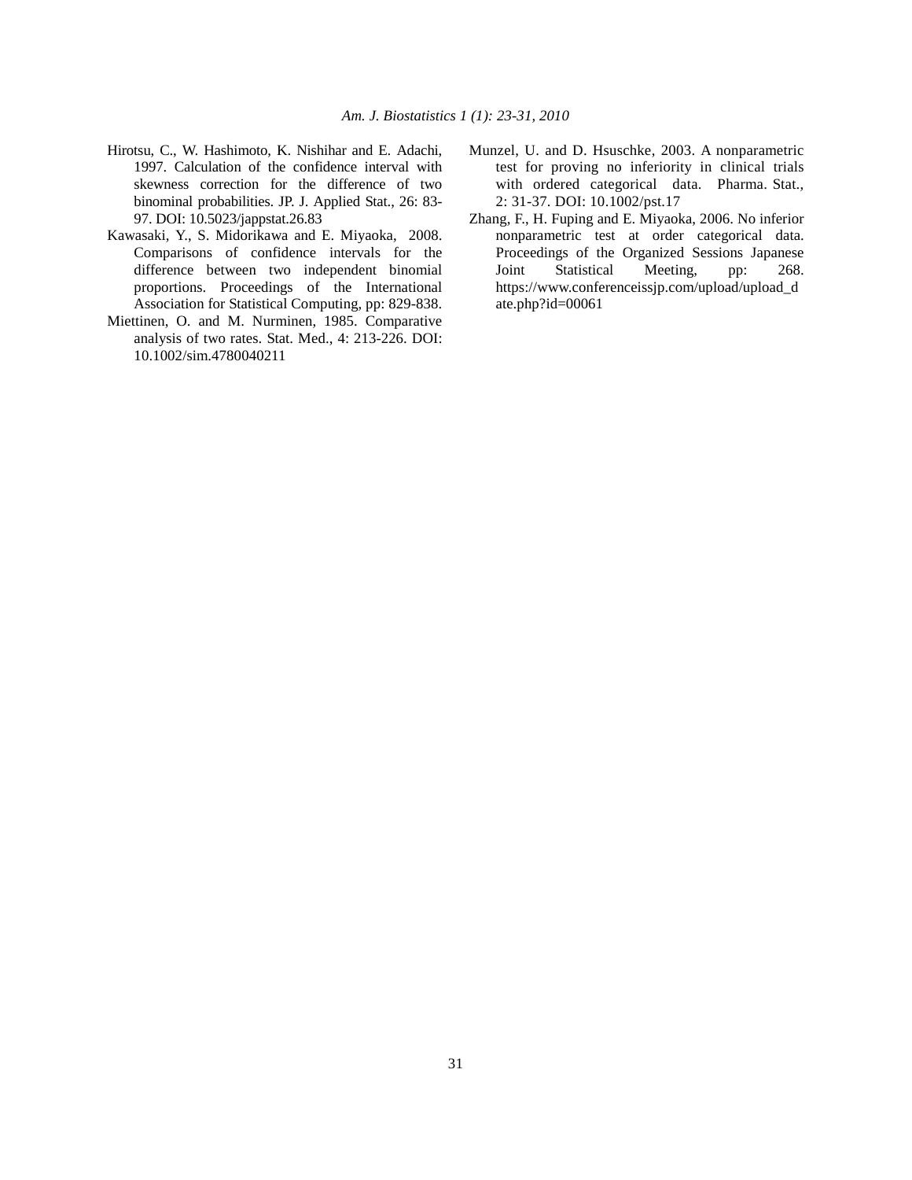Hirotsu, C., W. Hashimoto, K. Nishihar and E. Adachi, 1997. Calculation of the confidence interval with skewness correction for the difference of two binominal probabilities. JP. J. Applied Stat., 26: 83-97. DOI: 10.5023/jappstat.26.83

Kawasaki, Y., S. Midorikawa and E. Miyaoka, 2008. Comparisons of confidence intervals for the difference between two independent binomial proportions. Proceedings of the International Association for Statistical Computing, pp: 829-838.

Miettinen, O. and M. Nurminen, 1985. Comparative analysis of two rates. Stat. Med., 4: 213-226. DOI: 10.1002/sim.4780040211

Munzel, U. and D. Hsuschke, 2003. A nonparametric test for proving no inferiority in clinical trials with ordered categorical data. Pharma. Stat., 2: 31-37. DOI: 10.1002/pst.17

Zhang, F., H. Fuping and E. Miyaoka, 2006. No inferior nonparametric test at order categorical data. Proceedings of the Organized Sessions Japanese Joint Statistical Meeting, pp: 268. https://www.conferenceissjp.com/upload/upload_date.php?id=00061